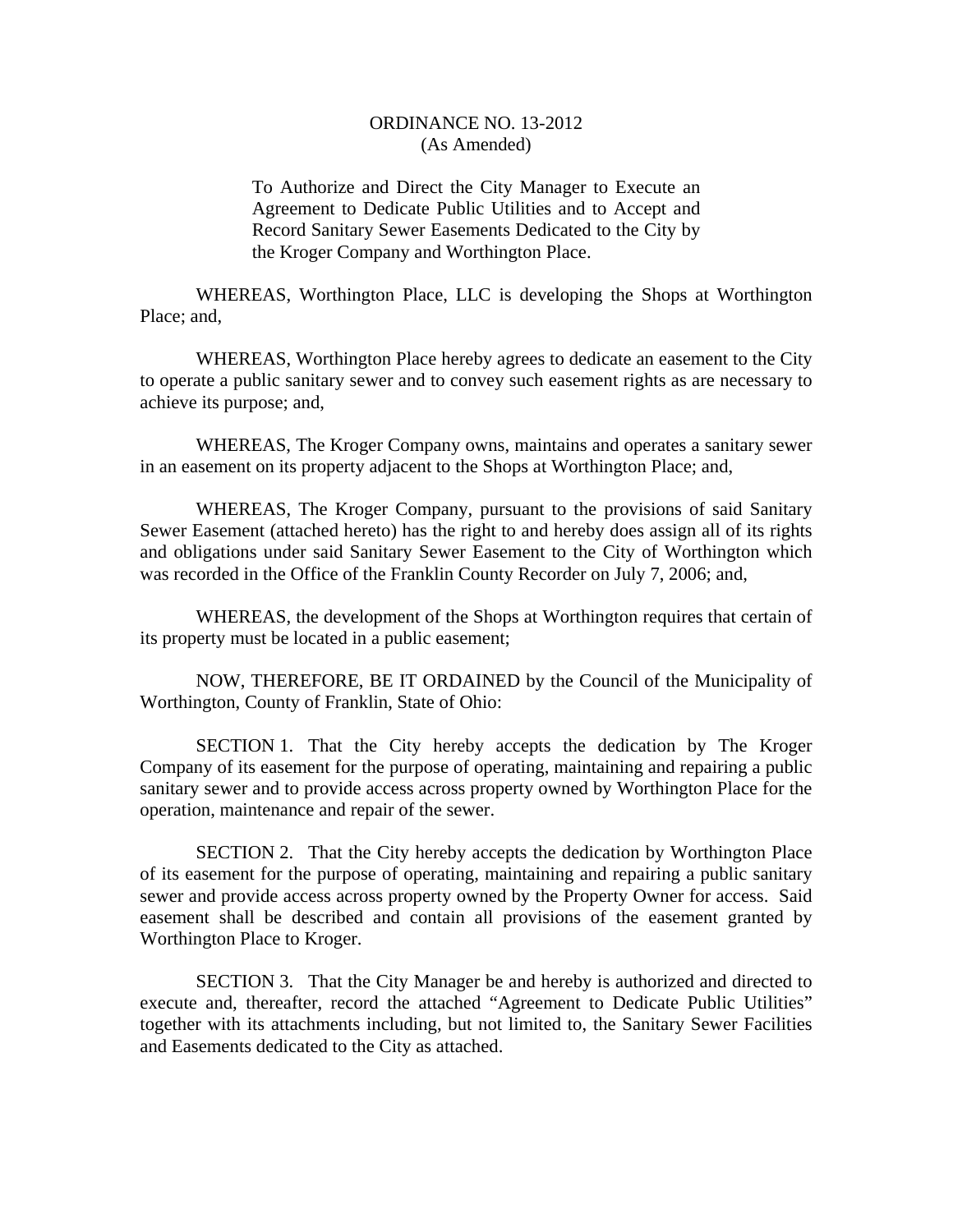# ORDINANCE NO. 13-2012
(As Amended)

To Authorize and Direct the City Manager to Execute an Agreement to Dedicate Public Utilities and to Accept and Record Sanitary Sewer Easements Dedicated to the City by the Kroger Company and Worthington Place.

WHEREAS, Worthington Place, LLC is developing the Shops at Worthington Place; and,

WHEREAS, Worthington Place hereby agrees to dedicate an easement to the City to operate a public sanitary sewer and to convey such easement rights as are necessary to achieve its purpose; and,

WHEREAS, The Kroger Company owns, maintains and operates a sanitary sewer in an easement on its property adjacent to the Shops at Worthington Place; and,

WHEREAS, The Kroger Company, pursuant to the provisions of said Sanitary Sewer Easement (attached hereto) has the right to and hereby does assign all of its rights and obligations under said Sanitary Sewer Easement to the City of Worthington which was recorded in the Office of the Franklin County Recorder on July 7, 2006; and,

WHEREAS, the development of the Shops at Worthington requires that certain of its property must be located in a public easement;

NOW, THEREFORE, BE IT ORDAINED by the Council of the Municipality of Worthington, County of Franklin, State of Ohio:

SECTION 1. That the City hereby accepts the dedication by The Kroger Company of its easement for the purpose of operating, maintaining and repairing a public sanitary sewer and to provide access across property owned by Worthington Place for the operation, maintenance and repair of the sewer.

SECTION 2. That the City hereby accepts the dedication by Worthington Place of its easement for the purpose of operating, maintaining and repairing a public sanitary sewer and provide access across property owned by the Property Owner for access. Said easement shall be described and contain all provisions of the easement granted by Worthington Place to Kroger.

SECTION 3. That the City Manager be and hereby is authorized and directed to execute and, thereafter, record the attached "Agreement to Dedicate Public Utilities" together with its attachments including, but not limited to, the Sanitary Sewer Facilities and Easements dedicated to the City as attached.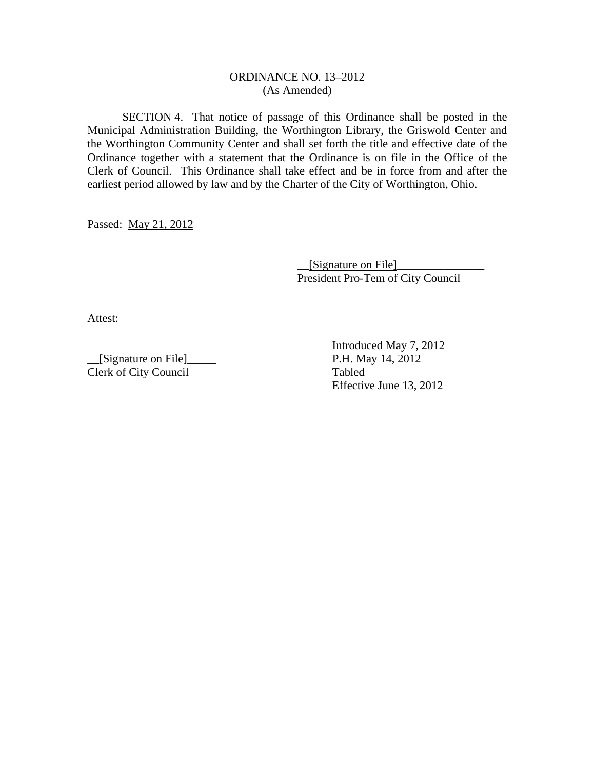ORDINANCE NO. 13–2012
(As Amended)

SECTION 4. That notice of passage of this Ordinance shall be posted in the Municipal Administration Building, the Worthington Library, the Griswold Center and the Worthington Community Center and shall set forth the title and effective date of the Ordinance together with a statement that the Ordinance is on file in the Office of the Clerk of Council. This Ordinance shall take effect and be in force from and after the earliest period allowed by law and by the Charter of the City of Worthington, Ohio.

Passed: May 21, 2012

[Signature on File]
President Pro-Tem of City Council

Attest:

[Signature on File]
Clerk of City Council

Introduced May 7, 2012
P.H. May 14, 2012
Tabled
Effective June 13, 2012